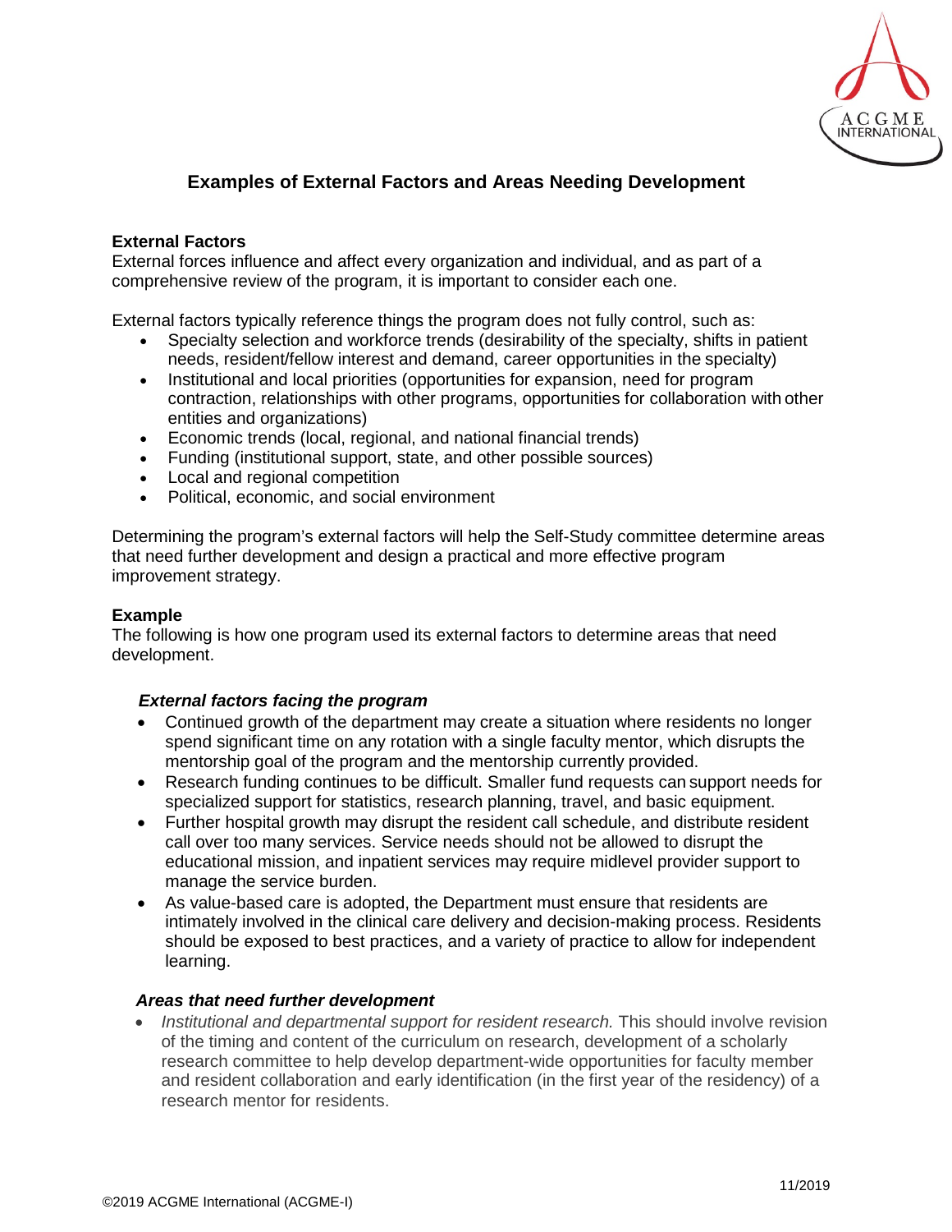# Examples of External Factors and Areas Needing Development

## External Factors

External forces influence and affect every organization and individual, and as part of a comprehensive review of the program, it is important to consider each one.

External factors typically reference things the program does not fully control, such as:

- Specialty selection and workforce trends (desirability of the specialty, shifts in patient needs, resident/fellow interest and demand, career opportunities in the specialty)
- Institutional and local priorities (opportunities for expansion, need for program contraction, relationships with other programs, opportunities for collaboration with other entities and organizations)
- Economic trends (local, regional, and national financial trends)
- Funding (institutional support, state, and other possible sources)
- Local and regional competition
- Political, economic, and social environment

Determining the program's external factors will help the Self-Study committee determine areas that need further development and design a practical and more effective program improvement strategy.

## Example

The following is how one program used its external factors to determine areas that need development.

### *External factors facing the program*

- Continued growth of the department may create a situation where residents no longer spend significant time on any rotation with a single faculty mentor, which disrupts the mentorship goal of the program and the mentorship currently provided.
- Research funding continues to be difficult. Smaller fund requests can support needs for specialized support for statistics, research planning, travel, and basic equipment.
- Further hospital growth may disrupt the resident call schedule, and distribute resident call over too many services. Service needs should not be allowed to disrupt the educational mission, and inpatient services may require midlevel provider support to manage the service burden.
- As value-based care is adopted, the Department must ensure that residents are intimately involved in the clinical care delivery and decision-making process. Residents should be exposed to best practices, and a variety of practice to allow for independent learning.

### *Areas that need further development*

- *Institutional and departmental support for resident research.* This should involve revision of the timing and content of the curriculum on research, development of a scholarly research committee to help develop department-wide opportunities for faculty member and resident collaboration and early identification (in the first year of the residency) of a research mentor for residents.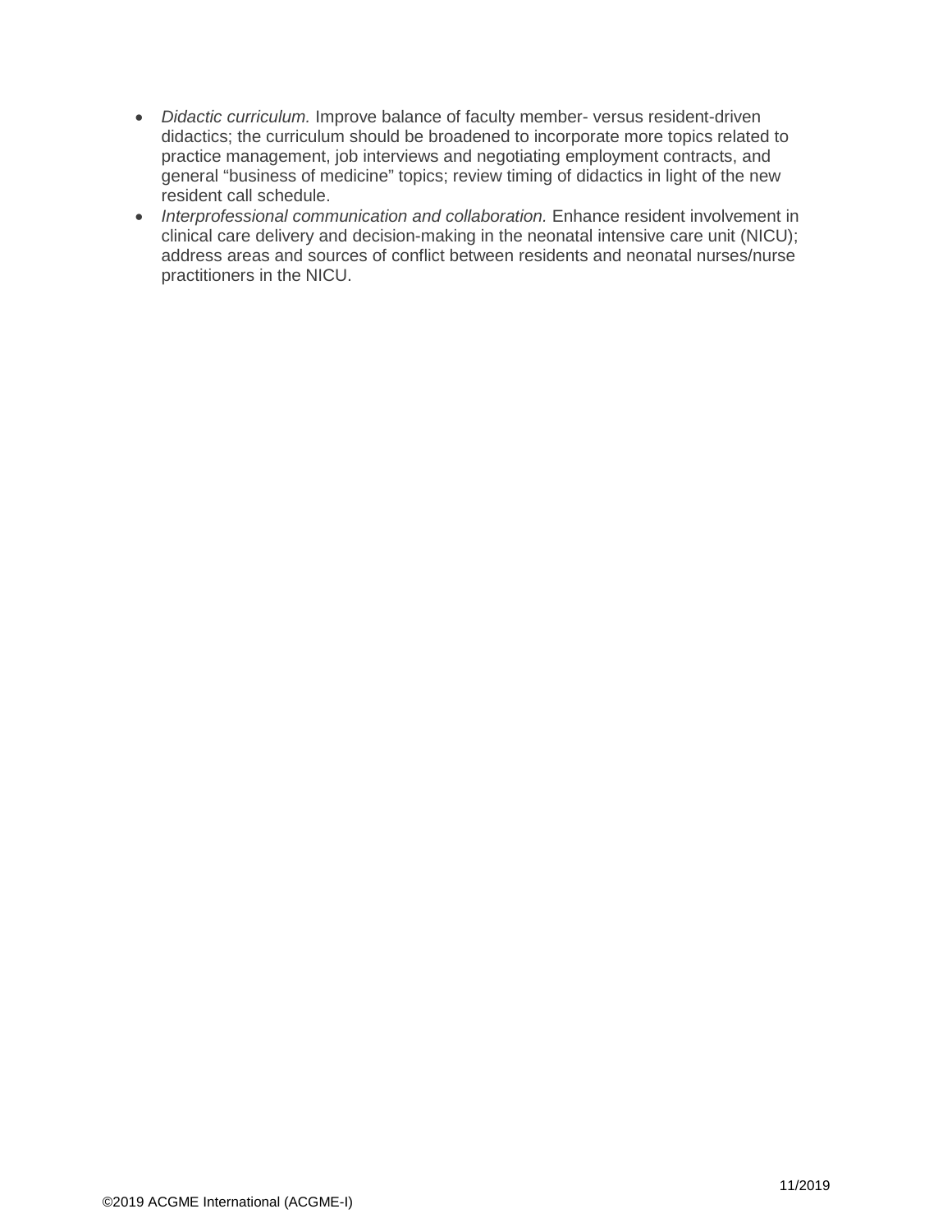- *Didactic curriculum.* Improve balance of faculty member- versus resident-driven didactics; the curriculum should be broadened to incorporate more topics related to practice management, job interviews and negotiating employment contracts, and general "business of medicine" topics; review timing of didactics in light of the new resident call schedule.
- *Interprofessional communication and collaboration.* Enhance resident involvement in clinical care delivery and decision-making in the neonatal intensive care unit (NICU); address areas and sources of conflict between residents and neonatal nurses/nurse practitioners in the NICU.